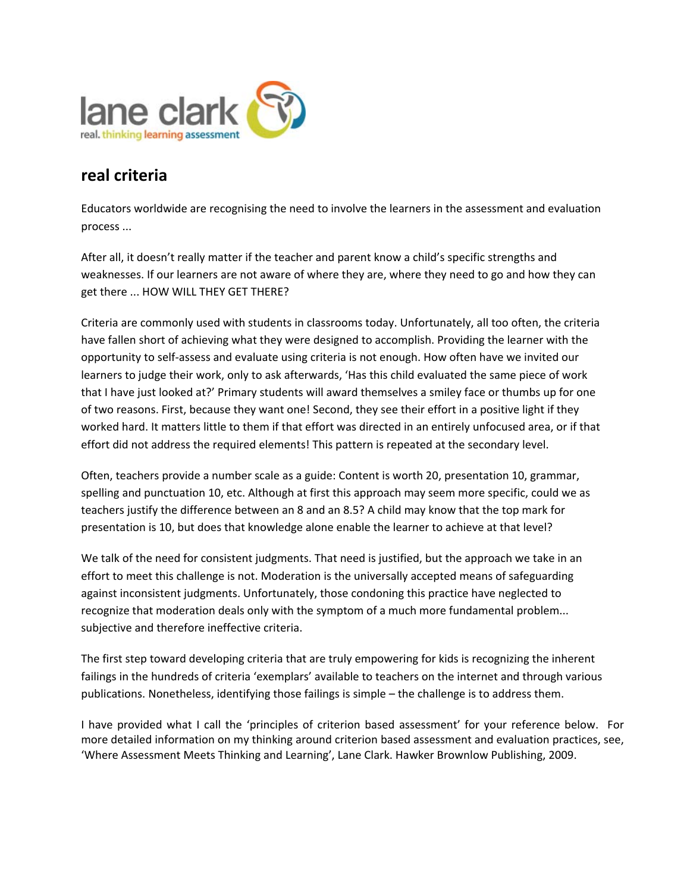lane clark
real. thinking learning assessment

## real criteria

Educators worldwide are recognising the need to involve the learners in the assessment and evaluation process ...

After all, it doesn't really matter if the teacher and parent know a child's specific strengths and weaknesses. If our learners are not aware of where they are, where they need to go and how they can get there ... HOW WILL THEY GET THERE?

Criteria are commonly used with students in classrooms today. Unfortunately, all too often, the criteria have fallen short of achieving what they were designed to accomplish. Providing the learner with the opportunity to self-assess and evaluate using criteria is not enough. How often have we invited our learners to judge their work, only to ask afterwards, 'Has this child evaluated the same piece of work that I have just looked at?' Primary students will award themselves a smiley face or thumbs up for one of two reasons. First, because they want one! Second, they see their effort in a positive light if they worked hard. It matters little to them if that effort was directed in an entirely unfocused area, or if that effort did not address the required elements! This pattern is repeated at the secondary level.

Often, teachers provide a number scale as a guide: Content is worth 20, presentation 10, grammar, spelling and punctuation 10, etc. Although at first this approach may seem more specific, could we as teachers justify the difference between an 8 and an 8.5? A child may know that the top mark for presentation is 10, but does that knowledge alone enable the learner to achieve at that level?

We talk of the need for consistent judgments. That need is justified, but the approach we take in an effort to meet this challenge is not. Moderation is the universally accepted means of safeguarding against inconsistent judgments. Unfortunately, those condoning this practice have neglected to recognize that moderation deals only with the symptom of a much more fundamental problem... subjective and therefore ineffective criteria.

The first step toward developing criteria that are truly empowering for kids is recognizing the inherent failings in the hundreds of criteria 'exemplars' available to teachers on the internet and through various publications. Nonetheless, identifying those failings is simple – the challenge is to address them.

I have provided what I call the 'principles of criterion based assessment' for your reference below. For more detailed information on my thinking around criterion based assessment and evaluation practices, see, 'Where Assessment Meets Thinking and Learning', Lane Clark. Hawker Brownlow Publishing, 2009.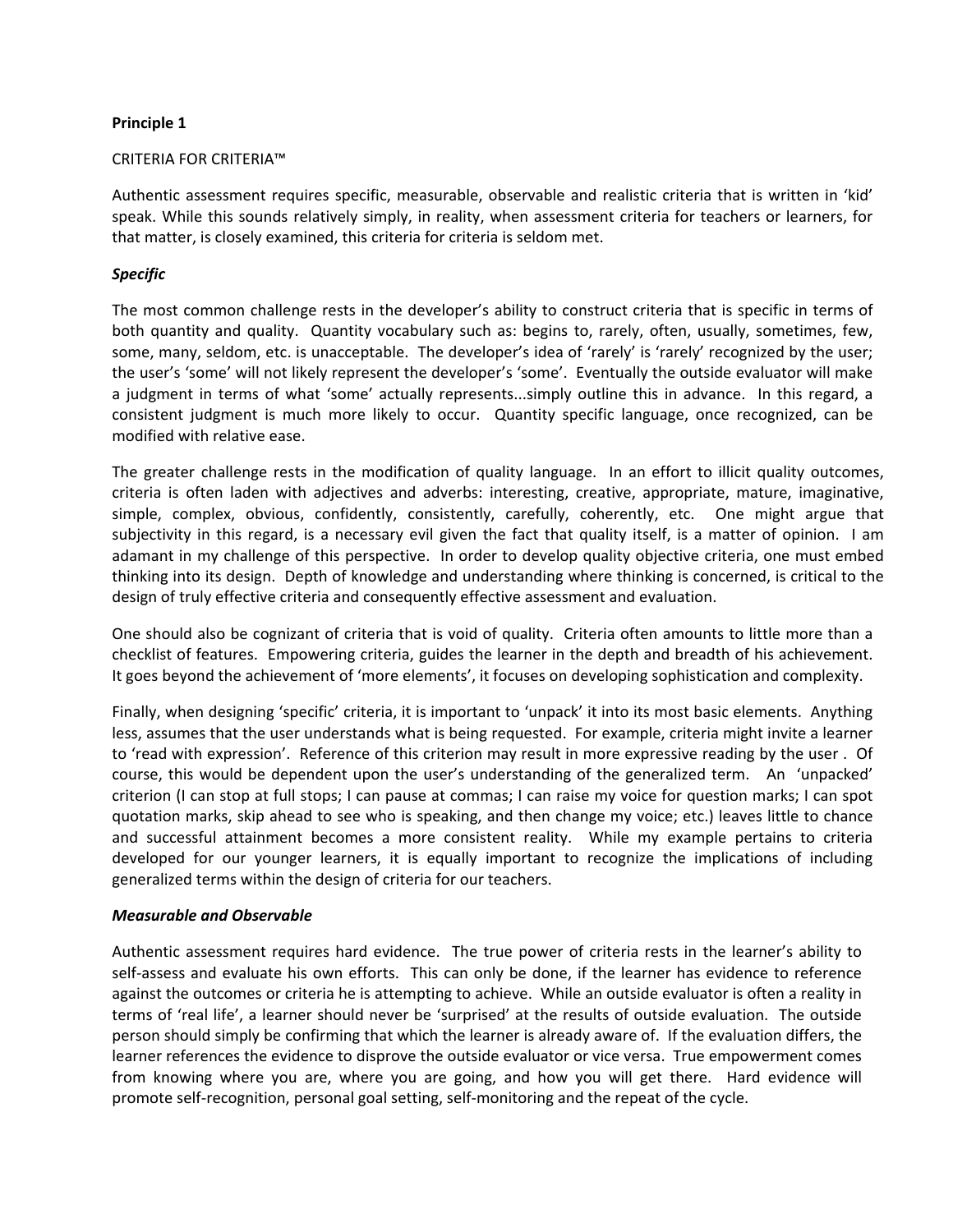**Principle 1**

CRITERIA FOR CRITERIA™

Authentic assessment requires specific, measurable, observable and realistic criteria that is written in 'kid' speak. While this sounds relatively simply, in reality, when assessment criteria for teachers or learners, for that matter, is closely examined, this criteria for criteria is seldom met.

***Specific***

The most common challenge rests in the developer's ability to construct criteria that is specific in terms of both quantity and quality. Quantity vocabulary such as: begins to, rarely, often, usually, sometimes, few, some, many, seldom, etc. is unacceptable. The developer's idea of 'rarely' is 'rarely' recognized by the user; the user's 'some' will not likely represent the developer's 'some'. Eventually the outside evaluator will make a judgment in terms of what 'some' actually represents...simply outline this in advance. In this regard, a consistent judgment is much more likely to occur. Quantity specific language, once recognized, can be modified with relative ease.

The greater challenge rests in the modification of quality language. In an effort to illicit quality outcomes, criteria is often laden with adjectives and adverbs: interesting, creative, appropriate, mature, imaginative, simple, complex, obvious, confidently, consistently, carefully, coherently, etc. One might argue that subjectivity in this regard, is a necessary evil given the fact that quality itself, is a matter of opinion. I am adamant in my challenge of this perspective. In order to develop quality objective criteria, one must embed thinking into its design. Depth of knowledge and understanding where thinking is concerned, is critical to the design of truly effective criteria and consequently effective assessment and evaluation.

One should also be cognizant of criteria that is void of quality. Criteria often amounts to little more than a checklist of features. Empowering criteria, guides the learner in the depth and breadth of his achievement. It goes beyond the achievement of 'more elements', it focuses on developing sophistication and complexity.

Finally, when designing 'specific' criteria, it is important to 'unpack' it into its most basic elements. Anything less, assumes that the user understands what is being requested. For example, criteria might invite a learner to 'read with expression'. Reference of this criterion may result in more expressive reading by the user . Of course, this would be dependent upon the user's understanding of the generalized term. An 'unpacked' criterion (I can stop at full stops; I can pause at commas; I can raise my voice for question marks; I can spot quotation marks, skip ahead to see who is speaking, and then change my voice; etc.) leaves little to chance and successful attainment becomes a more consistent reality. While my example pertains to criteria developed for our younger learners, it is equally important to recognize the implications of including generalized terms within the design of criteria for our teachers.

***Measurable and Observable***

Authentic assessment requires hard evidence. The true power of criteria rests in the learner's ability to self-assess and evaluate his own efforts. This can only be done, if the learner has evidence to reference against the outcomes or criteria he is attempting to achieve. While an outside evaluator is often a reality in terms of 'real life', a learner should never be 'surprised' at the results of outside evaluation. The outside person should simply be confirming that which the learner is already aware of. If the evaluation differs, the learner references the evidence to disprove the outside evaluator or vice versa. True empowerment comes from knowing where you are, where you are going, and how you will get there. Hard evidence will promote self-recognition, personal goal setting, self-monitoring and the repeat of the cycle.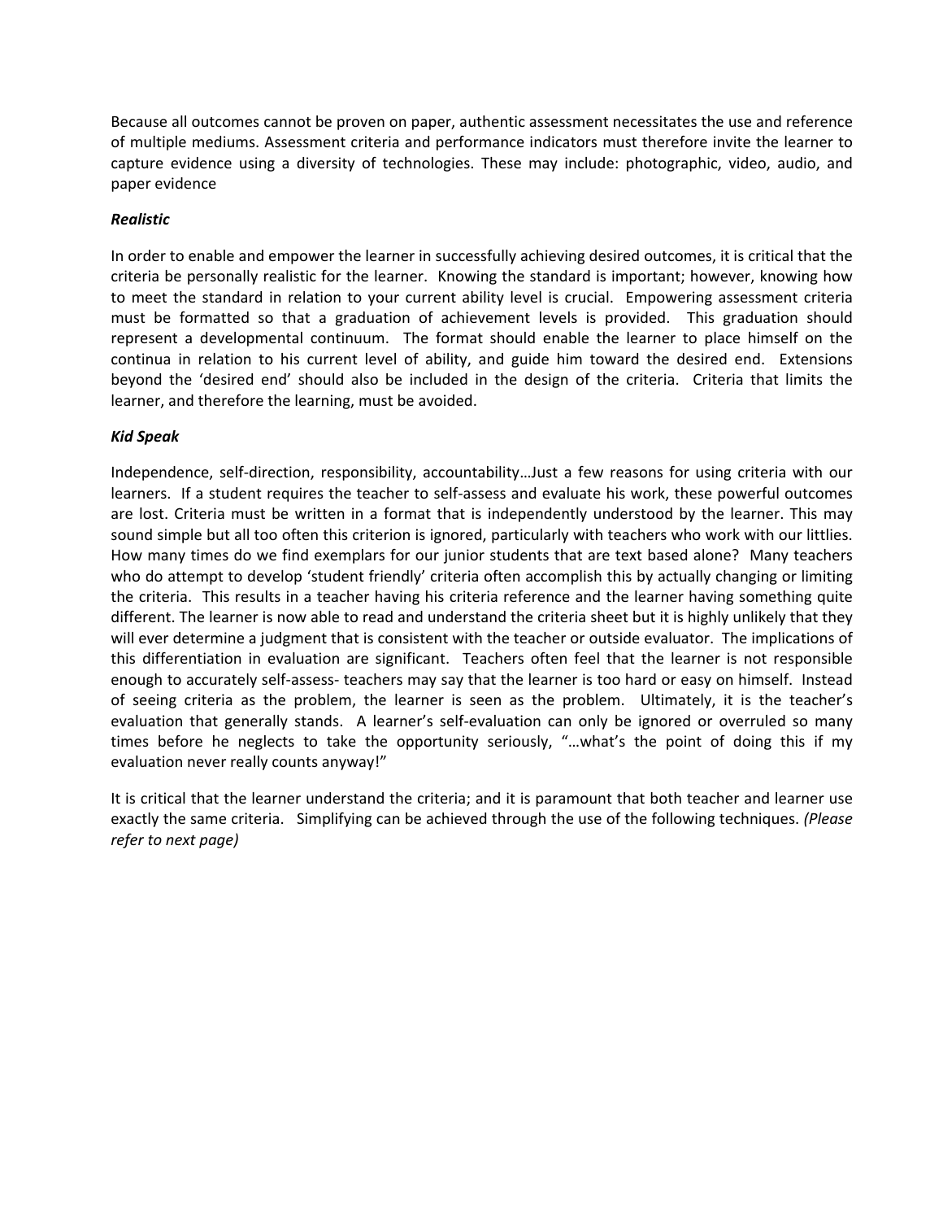Because all outcomes cannot be proven on paper, authentic assessment necessitates the use and reference of multiple mediums. Assessment criteria and performance indicators must therefore invite the learner to capture evidence using a diversity of technologies. These may include: photographic, video, audio, and paper evidence

***Realistic***

In order to enable and empower the learner in successfully achieving desired outcomes, it is critical that the criteria be personally realistic for the learner. Knowing the standard is important; however, knowing how to meet the standard in relation to your current ability level is crucial. Empowering assessment criteria must be formatted so that a graduation of achievement levels is provided. This graduation should represent a developmental continuum. The format should enable the learner to place himself on the continua in relation to his current level of ability, and guide him toward the desired end. Extensions beyond the 'desired end' should also be included in the design of the criteria. Criteria that limits the learner, and therefore the learning, must be avoided.

***Kid Speak***

Independence, self-direction, responsibility, accountability…Just a few reasons for using criteria with our learners. If a student requires the teacher to self-assess and evaluate his work, these powerful outcomes are lost. Criteria must be written in a format that is independently understood by the learner. This may sound simple but all too often this criterion is ignored, particularly with teachers who work with our littlies. How many times do we find exemplars for our junior students that are text based alone? Many teachers who do attempt to develop 'student friendly' criteria often accomplish this by actually changing or limiting the criteria. This results in a teacher having his criteria reference and the learner having something quite different. The learner is now able to read and understand the criteria sheet but it is highly unlikely that they will ever determine a judgment that is consistent with the teacher or outside evaluator. The implications of this differentiation in evaluation are significant. Teachers often feel that the learner is not responsible enough to accurately self-assess- teachers may say that the learner is too hard or easy on himself. Instead of seeing criteria as the problem, the learner is seen as the problem. Ultimately, it is the teacher's evaluation that generally stands. A learner's self-evaluation can only be ignored or overruled so many times before he neglects to take the opportunity seriously, "…what's the point of doing this if my evaluation never really counts anyway!"

It is critical that the learner understand the criteria; and it is paramount that both teacher and learner use exactly the same criteria. Simplifying can be achieved through the use of the following techniques. *(Please refer to next page)*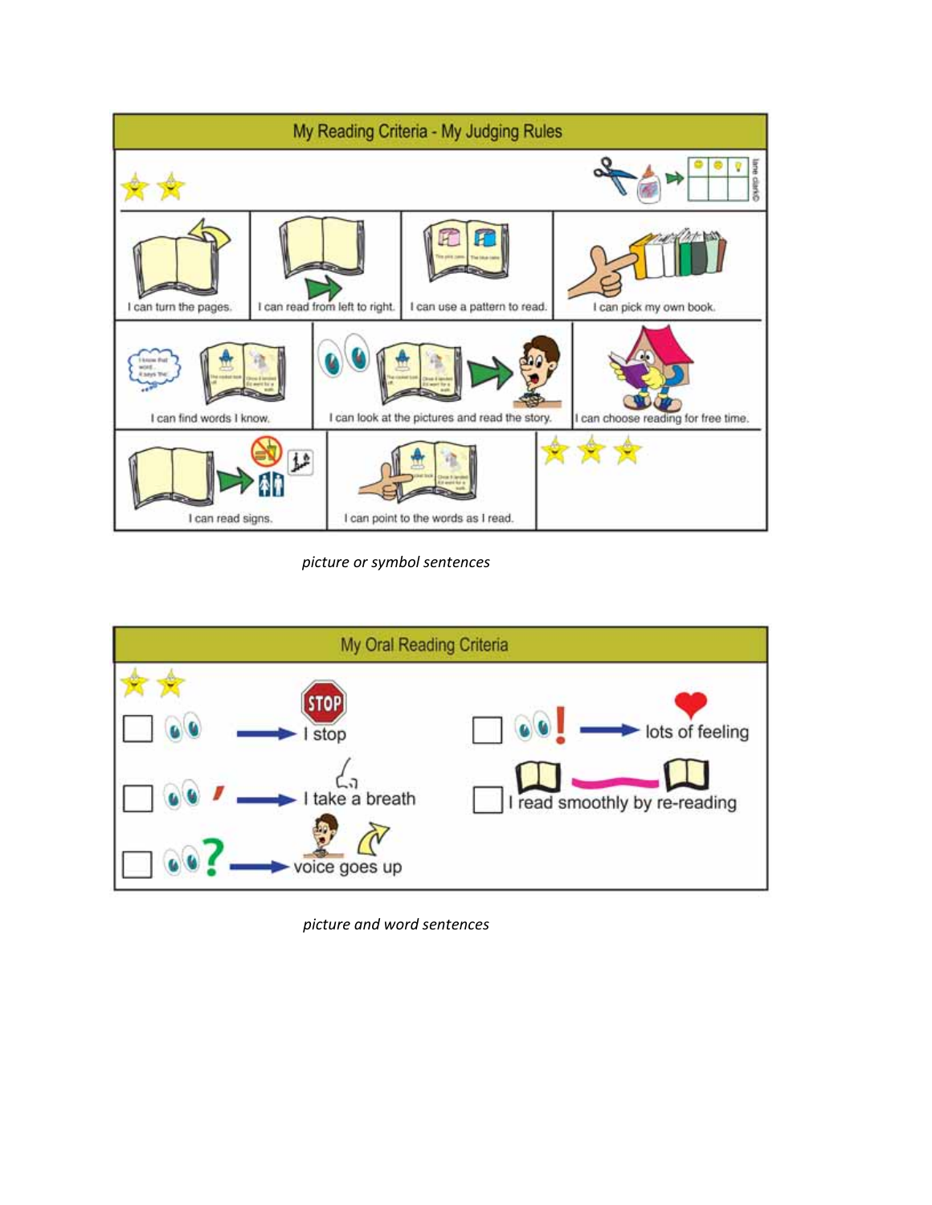## My Reading Criteria - My Judging Rules

| | | | |
|---|---|---|---|
| I can turn the pages. | I can read from left to right. | I can use a pattern to read. | I can pick my own book. |
| I can find words I know. | I can look at the pictures and read the story. | I can choose reading for free time. | |
| I can read signs. | I can point to the words as I read. | | |

*picture or symbol sentences*

## My Oral Reading Criteria

- [ ] I stop
- [ ] I take a breath
- [ ] voice goes up
- [ ] lots of feeling
- [ ] I read smoothly by re-reading

*picture and word sentences*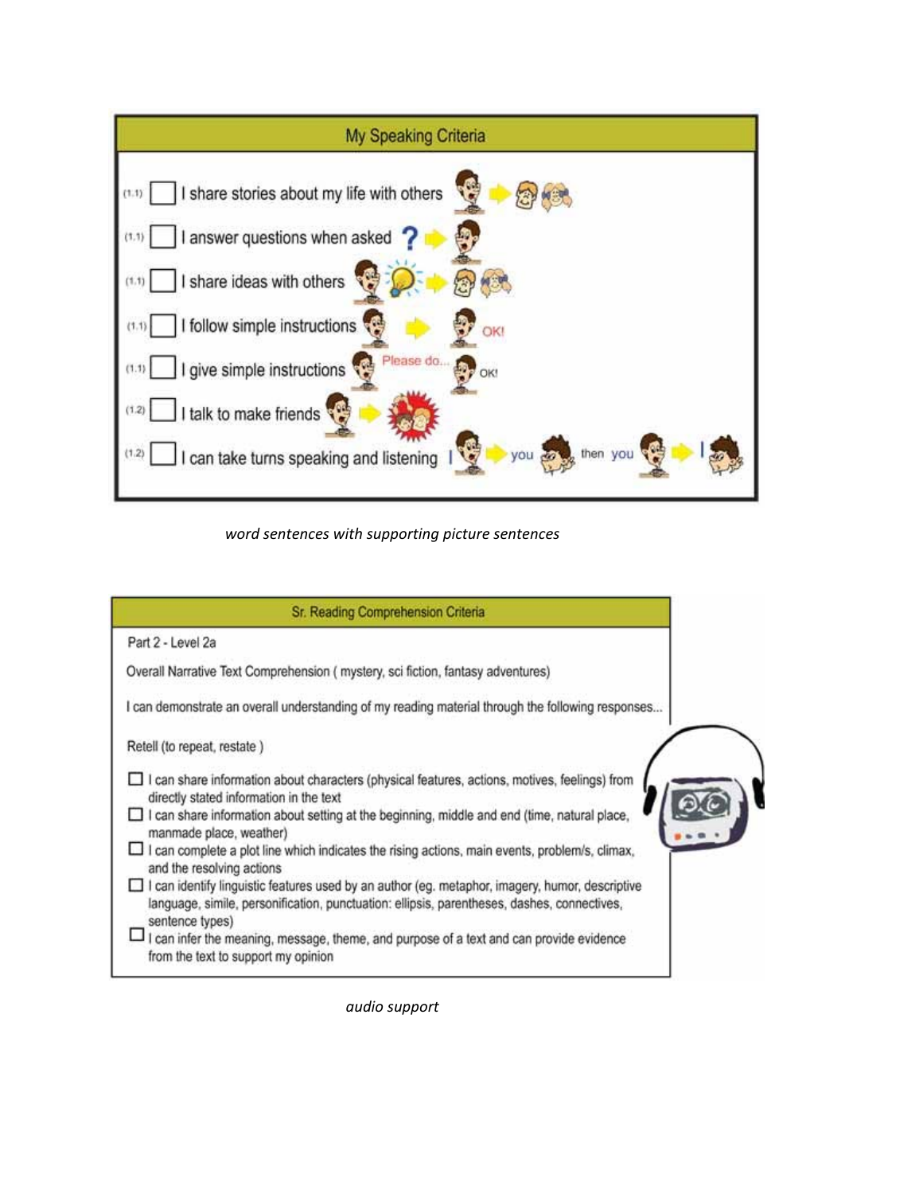## My Speaking Criteria

- (1.1) ☐ I share stories about my life with others
- (1.1) ☐ I answer questions when asked
- (1.1) ☐ I share ideas with others
- (1.1) ☐ I follow simple instructions OK!
- (1.1) ☐ I give simple instructions Please do... OK!
- (1.2) ☐ I talk to make friends
- (1.2) ☐ I can take turns speaking and listening I you then you I

*word sentences with supporting picture sentences*

## Sr. Reading Comprehension Criteria

Part 2 - Level 2a

Overall Narrative Text Comprehension ( mystery, sci fiction, fantasy adventures)

I can demonstrate an overall understanding of my reading material through the following responses...

Retell (to repeat, restate )

- ☐ I can share information about characters (physical features, actions, motives, feelings) from directly stated information in the text
- ☐ I can share information about setting at the beginning, middle and end (time, natural place, manmade place, weather)
- ☐ I can complete a plot line which indicates the rising actions, main events, problem/s, climax, and the resolving actions
- ☐ I can identify linguistic features used by an author (eg. metaphor, imagery, humor, descriptive language, simile, personification, punctuation: ellipsis, parentheses, dashes, connectives, sentence types)
- ☐ I can infer the meaning, message, theme, and purpose of a text and can provide evidence from the text to support my opinion

*audio support*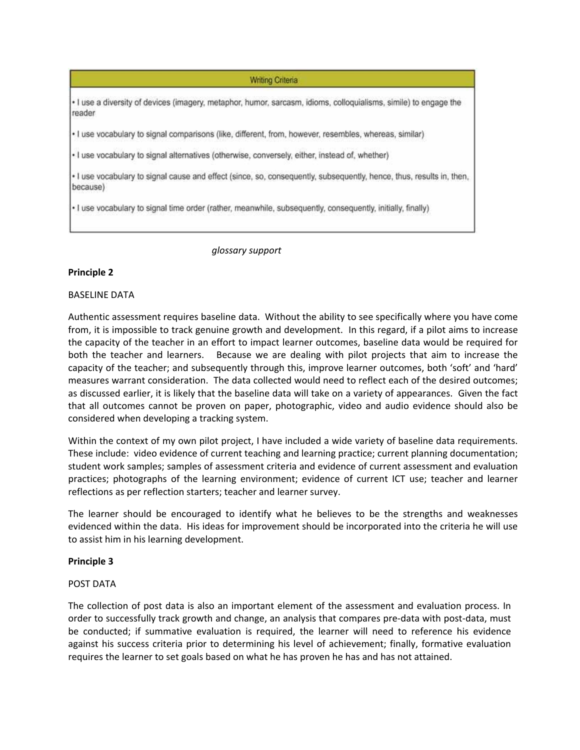| Writing Criteria |
| --- |
| • I use a diversity of devices (imagery, metaphor, humor, sarcasm, idioms, colloquialisms, simile) to engage the reader |
| • I use vocabulary to signal comparisons (like, different, from, however, resembles, whereas, similar) |
| • I use vocabulary to signal alternatives (otherwise, conversely, either, instead of, whether) |
| • I use vocabulary to signal cause and effect (since, so, consequently, subsequently, hence, thus, results in, then, because) |
| • I use vocabulary to signal time order (rather, meanwhile, subsequently, consequently, initially, finally) |

*glossary support*

**Principle 2**

BASELINE DATA

Authentic assessment requires baseline data. Without the ability to see specifically where you have come from, it is impossible to track genuine growth and development. In this regard, if a pilot aims to increase the capacity of the teacher in an effort to impact learner outcomes, baseline data would be required for both the teacher and learners. Because we are dealing with pilot projects that aim to increase the capacity of the teacher; and subsequently through this, improve learner outcomes, both 'soft' and 'hard' measures warrant consideration. The data collected would need to reflect each of the desired outcomes; as discussed earlier, it is likely that the baseline data will take on a variety of appearances. Given the fact that all outcomes cannot be proven on paper, photographic, video and audio evidence should also be considered when developing a tracking system.

Within the context of my own pilot project, I have included a wide variety of baseline data requirements. These include: video evidence of current teaching and learning practice; current planning documentation; student work samples; samples of assessment criteria and evidence of current assessment and evaluation practices; photographs of the learning environment; evidence of current ICT use; teacher and learner reflections as per reflection starters; teacher and learner survey.

The learner should be encouraged to identify what he believes to be the strengths and weaknesses evidenced within the data. His ideas for improvement should be incorporated into the criteria he will use to assist him in his learning development.

**Principle 3**

POST DATA

The collection of post data is also an important element of the assessment and evaluation process. In order to successfully track growth and change, an analysis that compares pre-data with post-data, must be conducted; if summative evaluation is required, the learner will need to reference his evidence against his success criteria prior to determining his level of achievement; finally, formative evaluation requires the learner to set goals based on what he has proven he has and has not attained.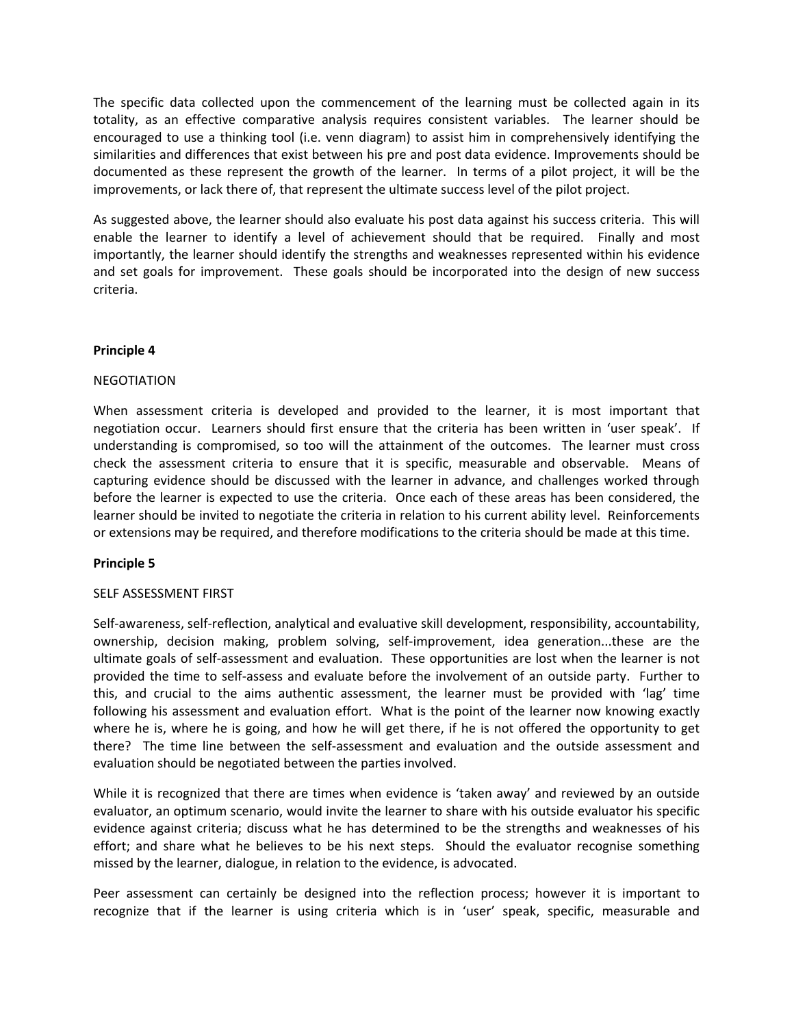The specific data collected upon the commencement of the learning must be collected again in its totality, as an effective comparative analysis requires consistent variables. The learner should be encouraged to use a thinking tool (i.e. venn diagram) to assist him in comprehensively identifying the similarities and differences that exist between his pre and post data evidence. Improvements should be documented as these represent the growth of the learner. In terms of a pilot project, it will be the improvements, or lack there of, that represent the ultimate success level of the pilot project.

As suggested above, the learner should also evaluate his post data against his success criteria. This will enable the learner to identify a level of achievement should that be required. Finally and most importantly, the learner should identify the strengths and weaknesses represented within his evidence and set goals for improvement. These goals should be incorporated into the design of new success criteria.

**Principle 4**

NEGOTIATION

When assessment criteria is developed and provided to the learner, it is most important that negotiation occur. Learners should first ensure that the criteria has been written in 'user speak'. If understanding is compromised, so too will the attainment of the outcomes. The learner must cross check the assessment criteria to ensure that it is specific, measurable and observable. Means of capturing evidence should be discussed with the learner in advance, and challenges worked through before the learner is expected to use the criteria. Once each of these areas has been considered, the learner should be invited to negotiate the criteria in relation to his current ability level. Reinforcements or extensions may be required, and therefore modifications to the criteria should be made at this time.

**Principle 5**

SELF ASSESSMENT FIRST

Self-awareness, self-reflection, analytical and evaluative skill development, responsibility, accountability, ownership, decision making, problem solving, self-improvement, idea generation...these are the ultimate goals of self-assessment and evaluation. These opportunities are lost when the learner is not provided the time to self-assess and evaluate before the involvement of an outside party. Further to this, and crucial to the aims authentic assessment, the learner must be provided with 'lag' time following his assessment and evaluation effort. What is the point of the learner now knowing exactly where he is, where he is going, and how he will get there, if he is not offered the opportunity to get there? The time line between the self-assessment and evaluation and the outside assessment and evaluation should be negotiated between the parties involved.

While it is recognized that there are times when evidence is 'taken away' and reviewed by an outside evaluator, an optimum scenario, would invite the learner to share with his outside evaluator his specific evidence against criteria; discuss what he has determined to be the strengths and weaknesses of his effort; and share what he believes to be his next steps. Should the evaluator recognise something missed by the learner, dialogue, in relation to the evidence, is advocated.

Peer assessment can certainly be designed into the reflection process; however it is important to recognize that if the learner is using criteria which is in 'user' speak, specific, measurable and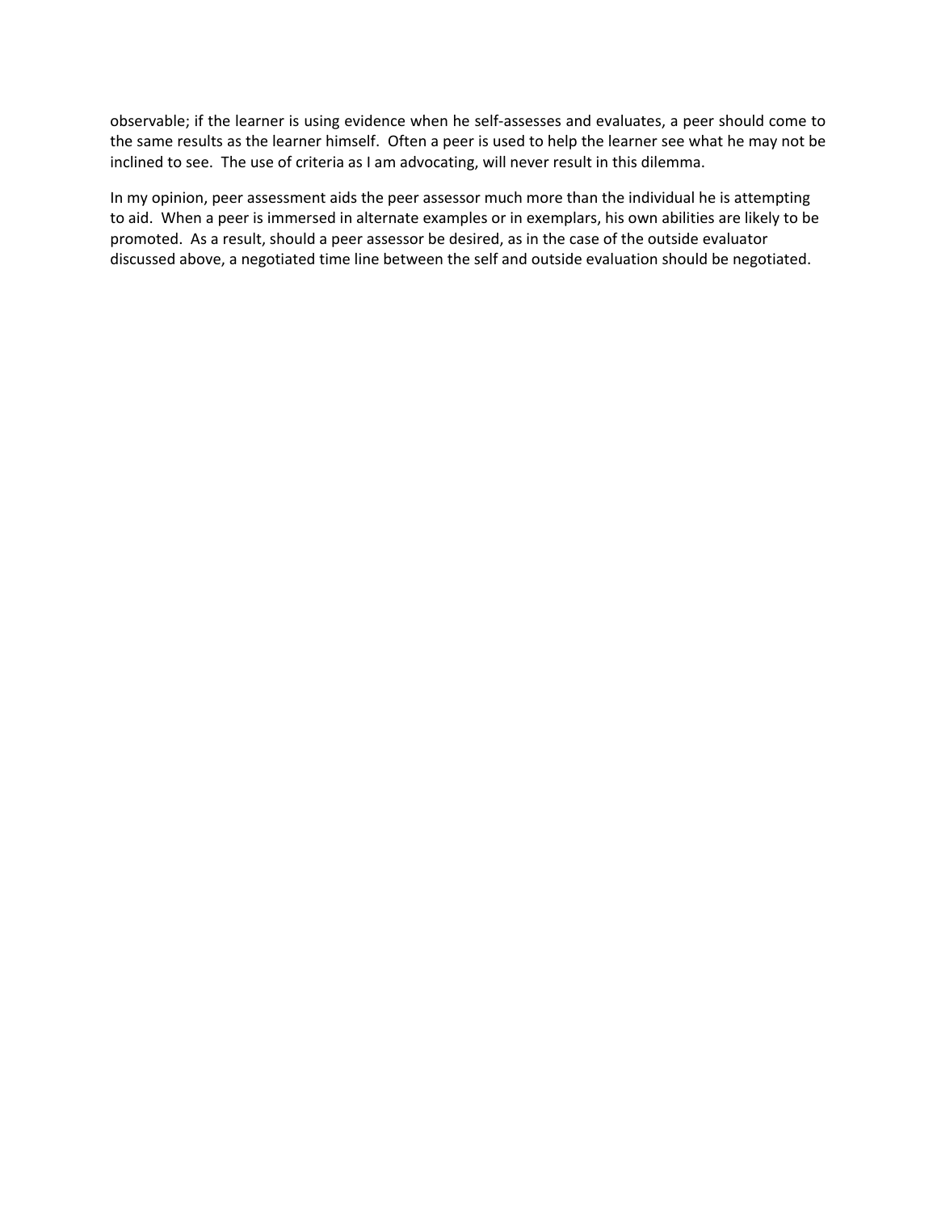observable; if the learner is using evidence when he self-assesses and evaluates, a peer should come to the same results as the learner himself. Often a peer is used to help the learner see what he may not be inclined to see. The use of criteria as I am advocating, will never result in this dilemma.

In my opinion, peer assessment aids the peer assessor much more than the individual he is attempting to aid. When a peer is immersed in alternate examples or in exemplars, his own abilities are likely to be promoted. As a result, should a peer assessor be desired, as in the case of the outside evaluator discussed above, a negotiated time line between the self and outside evaluation should be negotiated.